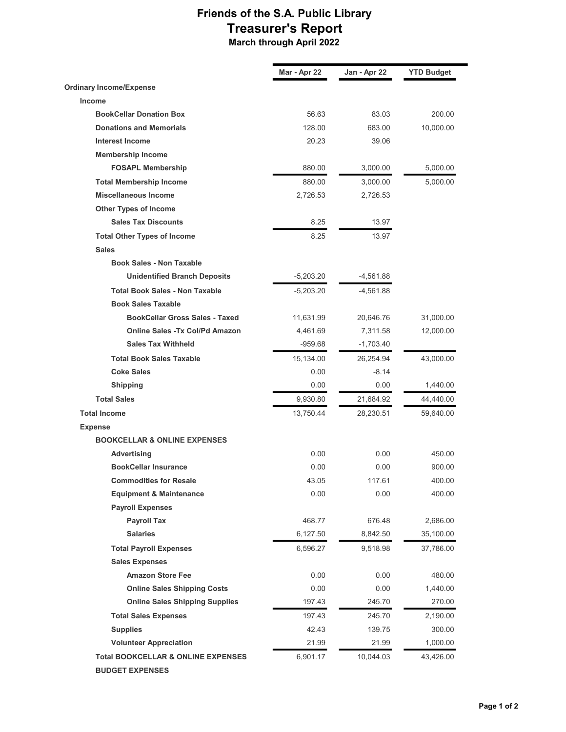# Friends of the S.A. Public Library
## Treasurer's Report
### March through April 2022

| | Mar - Apr 22 | Jan - Apr 22 | YTD Budget |
|---|---|---|---|
| **Ordinary Income/Expense** | | | |
| **Income** | | | |
| **BookCellar Donation Box** | 56.63 | 83.03 | 200.00 |
| **Donations and Memorials** | 128.00 | 683.00 | 10,000.00 |
| **Interest Income** | 20.23 | 39.06 | |
| **Membership Income** | | | |
| **FOSAPL Membership** | 880.00 | 3,000.00 | 5,000.00 |
| **Total Membership Income** | 880.00 | 3,000.00 | 5,000.00 |
| **Miscellaneous Income** | 2,726.53 | 2,726.53 | |
| **Other Types of Income** | | | |
| **Sales Tax Discounts** | 8.25 | 13.97 | |
| **Total Other Types of Income** | 8.25 | 13.97 | |
| **Sales** | | | |
| **Book Sales - Non Taxable** | | | |
| **Unidentified Branch Deposits** | -5,203.20 | -4,561.88 | |
| **Total Book Sales - Non Taxable** | -5,203.20 | -4,561.88 | |
| **Book Sales Taxable** | | | |
| **BookCellar Gross Sales - Taxed** | 11,631.99 | 20,646.76 | 31,000.00 |
| **Online Sales -Tx Col/Pd Amazon** | 4,461.69 | 7,311.58 | 12,000.00 |
| **Sales Tax Withheld** | -959.68 | -1,703.40 | |
| **Total Book Sales Taxable** | 15,134.00 | 26,254.94 | 43,000.00 |
| **Coke Sales** | 0.00 | -8.14 | |
| **Shipping** | 0.00 | 0.00 | 1,440.00 |
| **Total Sales** | 9,930.80 | 21,684.92 | 44,440.00 |
| **Total Income** | 13,750.44 | 28,230.51 | 59,640.00 |
| **Expense** | | | |
| **BOOKCELLAR & ONLINE EXPENSES** | | | |
| **Advertising** | 0.00 | 0.00 | 450.00 |
| **BookCellar Insurance** | 0.00 | 0.00 | 900.00 |
| **Commodities for Resale** | 43.05 | 117.61 | 400.00 |
| **Equipment & Maintenance** | 0.00 | 0.00 | 400.00 |
| **Payroll Expenses** | | | |
| **Payroll Tax** | 468.77 | 676.48 | 2,686.00 |
| **Salaries** | 6,127.50 | 8,842.50 | 35,100.00 |
| **Total Payroll Expenses** | 6,596.27 | 9,518.98 | 37,786.00 |
| **Sales Expenses** | | | |
| **Amazon Store Fee** | 0.00 | 0.00 | 480.00 |
| **Online Sales Shipping Costs** | 0.00 | 0.00 | 1,440.00 |
| **Online Sales Shipping Supplies** | 197.43 | 245.70 | 270.00 |
| **Total Sales Expenses** | 197.43 | 245.70 | 2,190.00 |
| **Supplies** | 42.43 | 139.75 | 300.00 |
| **Volunteer Appreciation** | 21.99 | 21.99 | 1,000.00 |
| **Total BOOKCELLAR & ONLINE EXPENSES** | 6,901.17 | 10,044.03 | 43,426.00 |
| **BUDGET EXPENSES** | | | |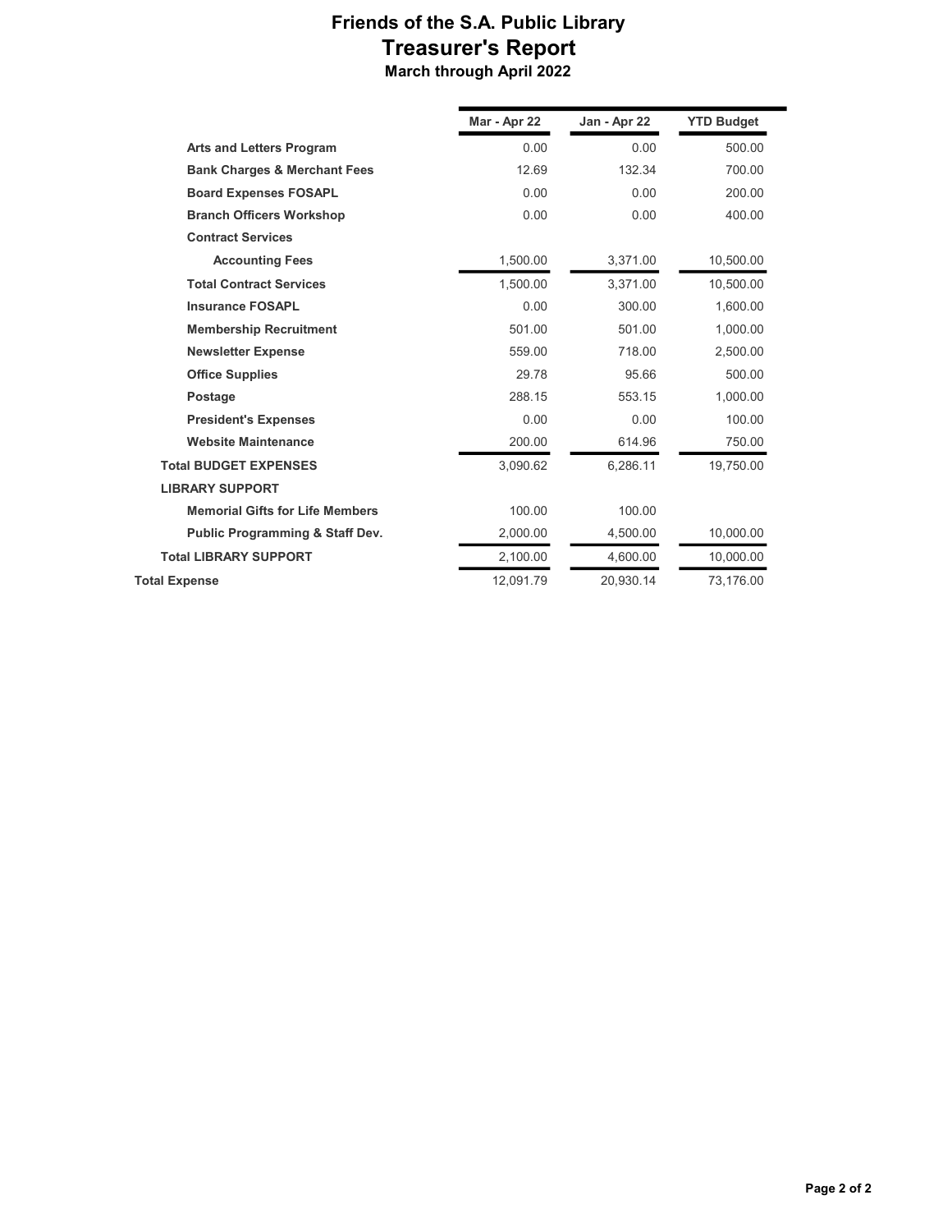# Friends of the S.A. Public Library
## Treasurer's Report
### March through April 2022

| | Mar - Apr 22 | Jan - Apr 22 | YTD Budget |
|---|---|---|---|
| **Arts and Letters Program** | 0.00 | 0.00 | 500.00 |
| **Bank Charges & Merchant Fees** | 12.69 | 132.34 | 700.00 |
| **Board Expenses FOSAPL** | 0.00 | 0.00 | 200.00 |
| **Branch Officers Workshop** | 0.00 | 0.00 | 400.00 |
| **Contract Services** | | | |
| **Accounting Fees** | 1,500.00 | 3,371.00 | 10,500.00 |
| **Total Contract Services** | 1,500.00 | 3,371.00 | 10,500.00 |
| **Insurance FOSAPL** | 0.00 | 300.00 | 1,600.00 |
| **Membership Recruitment** | 501.00 | 501.00 | 1,000.00 |
| **Newsletter Expense** | 559.00 | 718.00 | 2,500.00 |
| **Office Supplies** | 29.78 | 95.66 | 500.00 |
| **Postage** | 288.15 | 553.15 | 1,000.00 |
| **President's Expenses** | 0.00 | 0.00 | 100.00 |
| **Website Maintenance** | 200.00 | 614.96 | 750.00 |
| **Total BUDGET EXPENSES** | 3,090.62 | 6,286.11 | 19,750.00 |
| **LIBRARY SUPPORT** | | | |
| **Memorial Gifts for Life Members** | 100.00 | 100.00 | |
| **Public Programming & Staff Dev.** | 2,000.00 | 4,500.00 | 10,000.00 |
| **Total LIBRARY SUPPORT** | 2,100.00 | 4,600.00 | 10,000.00 |
| **Total Expense** | 12,091.79 | 20,930.14 | 73,176.00 |